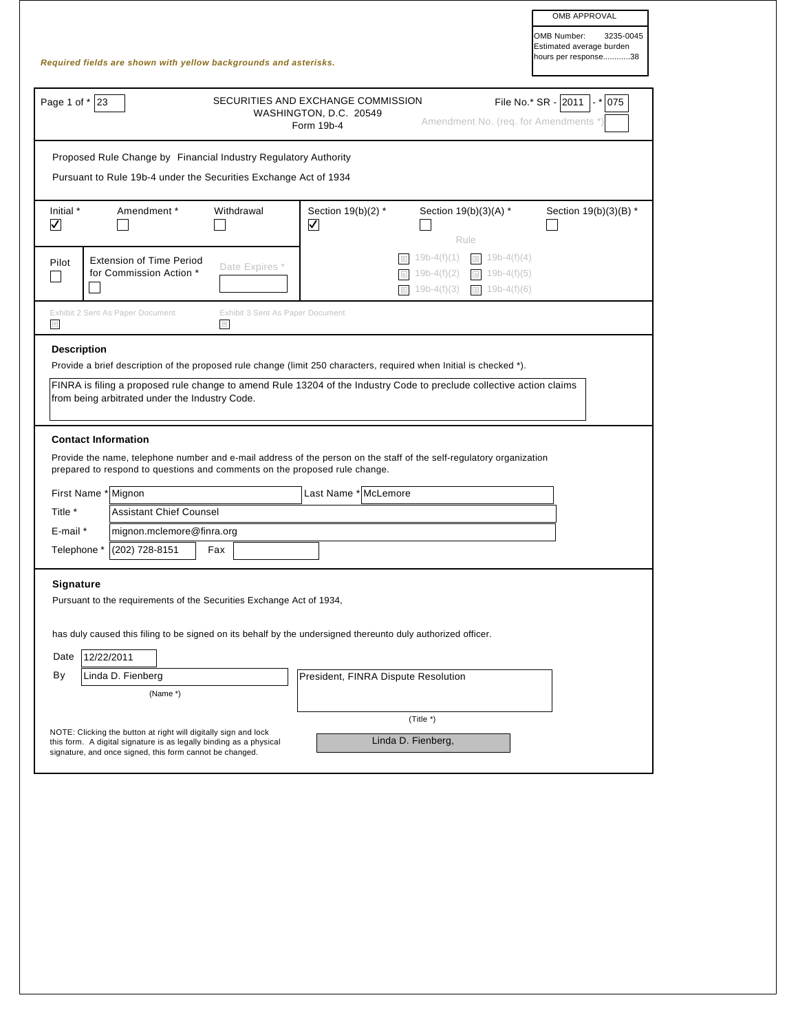| OMB APPROVAL |
| --- |
| OMB Number: 3235-0045 |
| Estimated average burden hours per response............38 |

***Required fields are shown with yellow backgrounds and asterisks.***

Page 1 of * 23

SECURITIES AND EXCHANGE COMMISSION
WASHINGTON, D.C. 20549
Form 19b-4

File No.* SR - 2011 - * 075

Amendment No. (req. for Amendments *)

Proposed Rule Change by Financial Industry Regulatory Authority

Pursuant to Rule 19b-4 under the Securities Exchange Act of 1934

| Initial * | Amendment * | Withdrawal | Section 19(b)(2) * | Section 19(b)(3)(A) * | Section 19(b)(3)(B) * |
| --- | --- | --- | --- | --- | --- |
| ☑ | ☐ | ☐ | ☑ | ☐ | ☐ |

| Pilot | Extension of Time Period for Commission Action * | Date Expires * | Rule |
| --- | --- | --- | --- |
| ☐ | ☐ | | ☐ 19b-4(f)(1) ☐ 19b-4(f)(4) |
| | | | ☐ 19b-4(f)(2) ☐ 19b-4(f)(5) |
| | | | ☐ 19b-4(f)(3) ☐ 19b-4(f)(6) |

Exhibit 2 Sent As Paper Document ☐ Exhibit 3 Sent As Paper Document ☐

### Description

Provide a brief description of the proposed rule change (limit 250 characters, required when Initial is checked *).

FINRA is filing a proposed rule change to amend Rule 13204 of the Industry Code to preclude collective action claims from being arbitrated under the Industry Code.

### Contact Information

Provide the name, telephone number and e-mail address of the person on the staff of the self-regulatory organization prepared to respond to questions and comments on the proposed rule change.

First Name * Mignon Last Name * McLemore

Title * Assistant Chief Counsel

E-mail * mignon.mclemore@finra.org

Telephone * (202) 728-8151 Fax

### Signature

Pursuant to the requirements of the Securities Exchange Act of 1934,

has duly caused this filing to be signed on its behalf by the undersigned thereunto duly authorized officer.

Date 12/22/2011

By Linda D. Fienberg (Name *)

President, FINRA Dispute Resolution (Title *)

NOTE: Clicking the button at right will digitally sign and lock this form. A digital signature is as legally binding as a physical signature, and once signed, this form cannot be changed.

Linda D. Fienberg,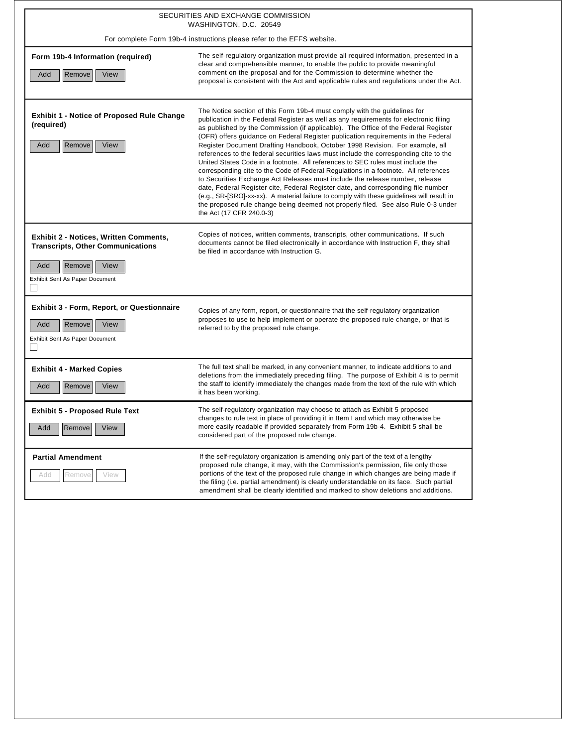SECURITIES AND EXCHANGE COMMISSION
WASHINGTON, D.C. 20549

For complete Form 19b-4 instructions please refer to the EFFS website.

| Item | Description |
|---|---|
| **Form 19b-4 Information (required)**<br>Add Remove View | The self-regulatory organization must provide all required information, presented in a clear and comprehensible manner, to enable the public to provide meaningful comment on the proposal and for the Commission to determine whether the proposal is consistent with the Act and applicable rules and regulations under the Act. |
| **Exhibit 1 - Notice of Proposed Rule Change (required)**<br>Add Remove View | The Notice section of this Form 19b-4 must comply with the guidelines for publication in the Federal Register as well as any requirements for electronic filing as published by the Commission (if applicable). The Office of the Federal Register (OFR) offers guidance on Federal Register publication requirements in the Federal Register Document Drafting Handbook, October 1998 Revision. For example, all references to the federal securities laws must include the corresponding cite to the United States Code in a footnote. All references to SEC rules must include the corresponding cite to the Code of Federal Regulations in a footnote. All references to Securities Exchange Act Releases must include the release number, release date, Federal Register cite, Federal Register date, and corresponding file number (e.g., SR-[SRO]-xx-xx). A material failure to comply with these guidelines will result in the proposed rule change being deemed not properly filed. See also Rule 0-3 under the Act (17 CFR 240.0-3) |
| **Exhibit 2 - Notices, Written Comments, Transcripts, Other Communications**<br>Add Remove View<br>Exhibit Sent As Paper Document ☐ | Copies of notices, written comments, transcripts, other communications. If such documents cannot be filed electronically in accordance with Instruction F, they shall be filed in accordance with Instruction G. |
| **Exhibit 3 - Form, Report, or Questionnaire**<br>Add Remove View<br>Exhibit Sent As Paper Document ☐ | Copies of any form, report, or questionnaire that the self-regulatory organization proposes to use to help implement or operate the proposed rule change, or that is referred to by the proposed rule change. |
| **Exhibit 4 - Marked Copies**<br>Add Remove View | The full text shall be marked, in any convenient manner, to indicate additions to and deletions from the immediately preceding filing. The purpose of Exhibit 4 is to permit the staff to identify immediately the changes made from the text of the rule with which it has been working. |
| **Exhibit 5 - Proposed Rule Text**<br>Add Remove View | The self-regulatory organization may choose to attach as Exhibit 5 proposed changes to rule text in place of providing it in Item I and which may otherwise be more easily readable if provided separately from Form 19b-4. Exhibit 5 shall be considered part of the proposed rule change. |
| **Partial Amendment**<br>Add Remove View | If the self-regulatory organization is amending only part of the text of a lengthy proposed rule change, it may, with the Commission's permission, file only those portions of the text of the proposed rule change in which changes are being made if the filing (i.e. partial amendment) is clearly understandable on its face. Such partial amendment shall be clearly identified and marked to show deletions and additions. |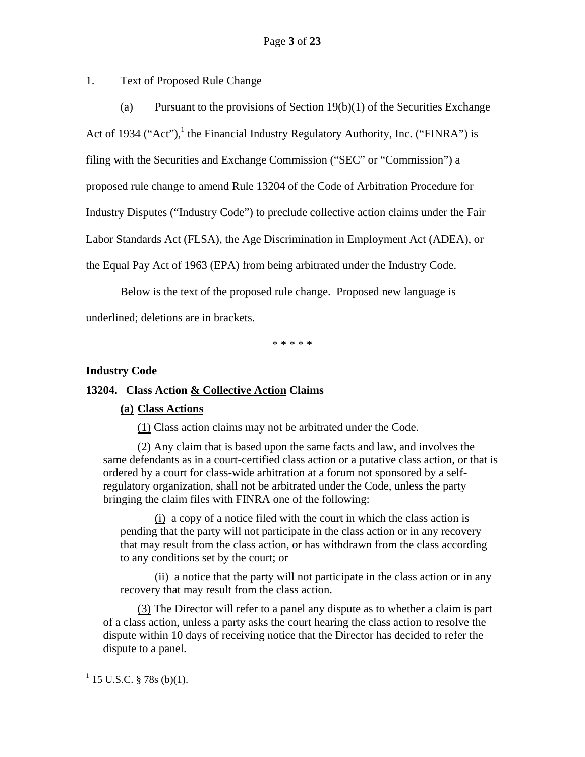1. Text of Proposed Rule Change

(a) Pursuant to the provisions of Section 19(b)(1) of the Securities Exchange Act of 1934 ("Act"),[1] the Financial Industry Regulatory Authority, Inc. ("FINRA") is filing with the Securities and Exchange Commission ("SEC" or "Commission") a proposed rule change to amend Rule 13204 of the Code of Arbitration Procedure for Industry Disputes ("Industry Code") to preclude collective action claims under the Fair Labor Standards Act (FLSA), the Age Discrimination in Employment Act (ADEA), or the Equal Pay Act of 1963 (EPA) from being arbitrated under the Industry Code.

Below is the text of the proposed rule change. Proposed new language is underlined; deletions are in brackets.

\* \* \* \* \*

**Industry Code**

**13204. Class Action <u>& Collective Action</u> Claims**

**<u>(a)</u> <u>Class Actions</u>**

<u>(1)</u> Class action claims may not be arbitrated under the Code.

<u>(2)</u> Any claim that is based upon the same facts and law, and involves the same defendants as in a court-certified class action or a putative class action, or that is ordered by a court for class-wide arbitration at a forum not sponsored by a self-regulatory organization, shall not be arbitrated under the Code, unless the party bringing the claim files with FINRA one of the following:

<u>(i)</u> a copy of a notice filed with the court in which the class action is pending that the party will not participate in the class action or in any recovery that may result from the class action, or has withdrawn from the class according to any conditions set by the court; or

<u>(ii)</u> a notice that the party will not participate in the class action or in any recovery that may result from the class action.

<u>(3)</u> The Director will refer to a panel any dispute as to whether a claim is part of a class action, unless a party asks the court hearing the class action to resolve the dispute within 10 days of receiving notice that the Director has decided to refer the dispute to a panel.

[1] 15 U.S.C. § 78s (b)(1).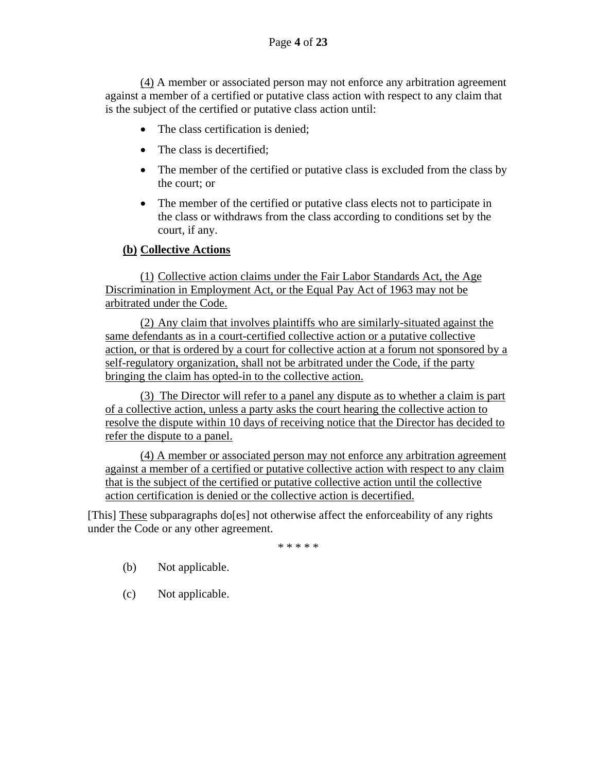<u>(4)</u> A member or associated person may not enforce any arbitration agreement against a member of a certified or putative class action with respect to any claim that is the subject of the certified or putative class action until:

- The class certification is denied;
- The class is decertified;
- The member of the certified or putative class is excluded from the class by the court; or
- The member of the certified or putative class elects not to participate in the class or withdraws from the class according to conditions set by the court, if any.

**<u>(b)</u> <u>Collective Actions</u>**

<u>(1) Collective action claims under the Fair Labor Standards Act, the Age Discrimination in Employment Act, or the Equal Pay Act of 1963 may not be arbitrated under the Code.</u>

<u>(2) Any claim that involves plaintiffs who are similarly-situated against the same defendants as in a court-certified collective action or a putative collective action, or that is ordered by a court for collective action at a forum not sponsored by a self-regulatory organization, shall not be arbitrated under the Code, if the party bringing the claim has opted-in to the collective action.</u>

<u>(3) The Director will refer to a panel any dispute as to whether a claim is part of a collective action, unless a party asks the court hearing the collective action to resolve the dispute within 10 days of receiving notice that the Director has decided to refer the dispute to a panel.</u>

<u>(4) A member or associated person may not enforce any arbitration agreement against a member of a certified or putative collective action with respect to any claim that is the subject of the certified or putative collective action until the collective action certification is denied or the collective action is decertified.</u>

[This] <u>These</u> subparagraphs do[es] not otherwise affect the enforceability of any rights under the Code or any other agreement.

\* \* \* \* \*

(b) Not applicable.

(c) Not applicable.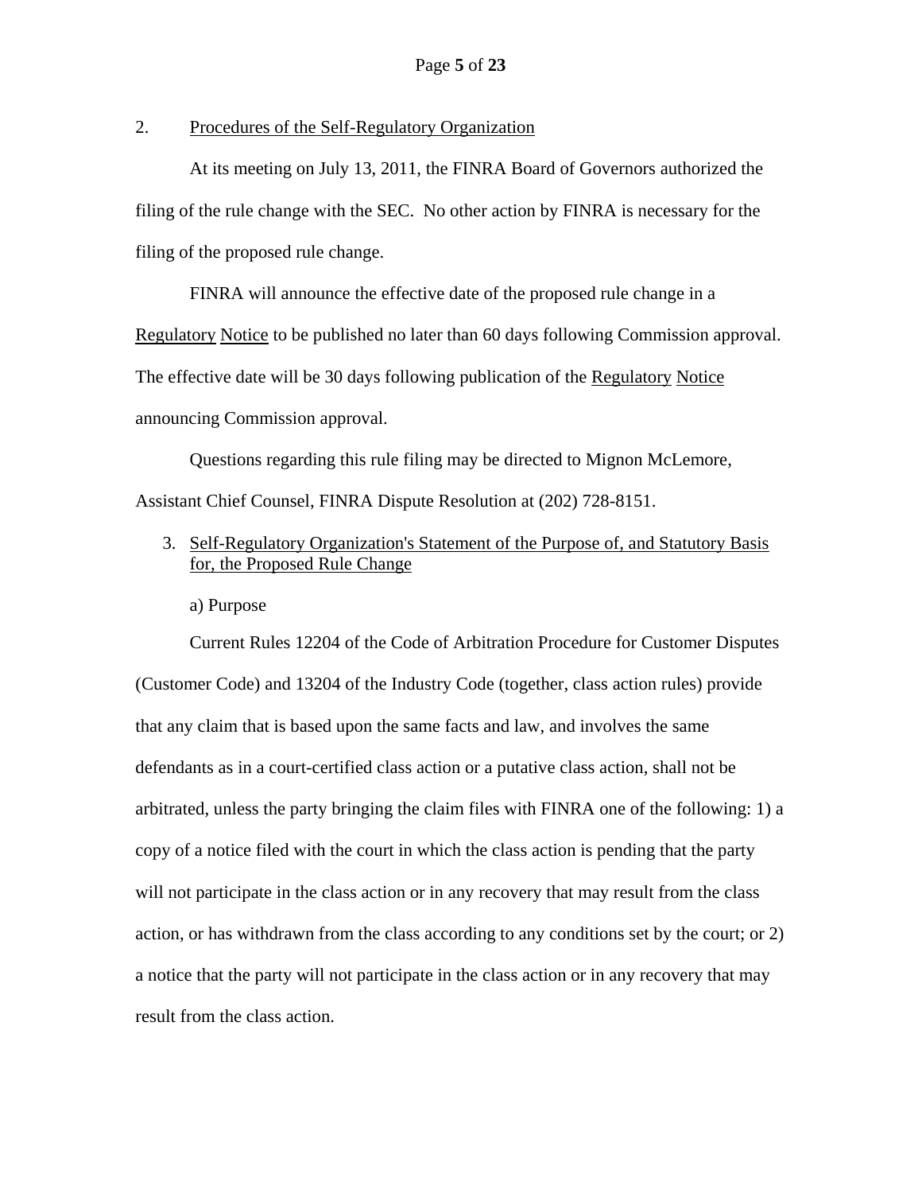2. Procedures of the Self-Regulatory Organization

At its meeting on July 13, 2011, the FINRA Board of Governors authorized the filing of the rule change with the SEC. No other action by FINRA is necessary for the filing of the proposed rule change.

FINRA will announce the effective date of the proposed rule change in a Regulatory Notice to be published no later than 60 days following Commission approval. The effective date will be 30 days following publication of the Regulatory Notice announcing Commission approval.

Questions regarding this rule filing may be directed to Mignon McLemore, Assistant Chief Counsel, FINRA Dispute Resolution at (202) 728-8151.

3. Self-Regulatory Organization's Statement of the Purpose of, and Statutory Basis for, the Proposed Rule Change

a) Purpose

Current Rules 12204 of the Code of Arbitration Procedure for Customer Disputes (Customer Code) and 13204 of the Industry Code (together, class action rules) provide that any claim that is based upon the same facts and law, and involves the same defendants as in a court-certified class action or a putative class action, shall not be arbitrated, unless the party bringing the claim files with FINRA one of the following: 1) a copy of a notice filed with the court in which the class action is pending that the party will not participate in the class action or in any recovery that may result from the class action, or has withdrawn from the class according to any conditions set by the court; or 2) a notice that the party will not participate in the class action or in any recovery that may result from the class action.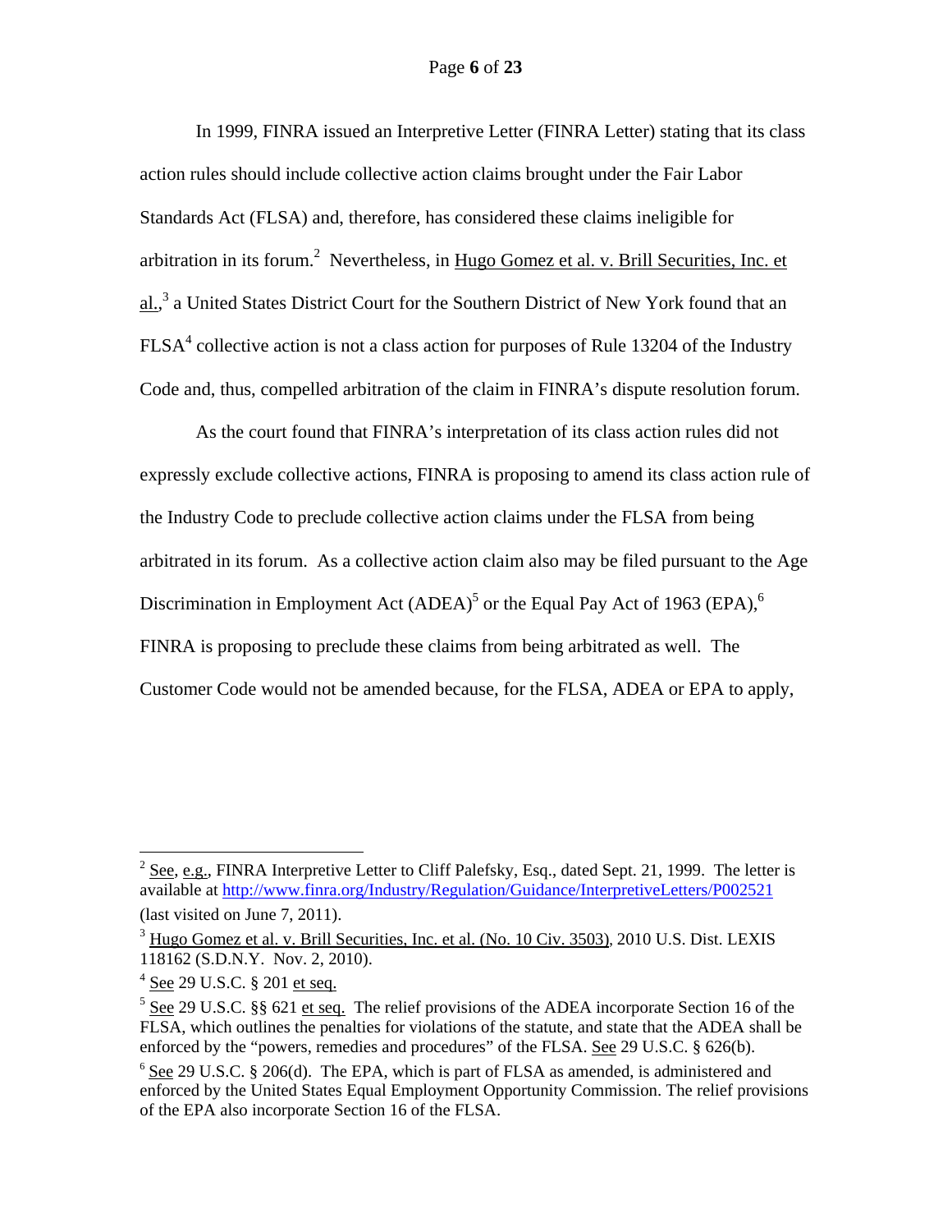In 1999, FINRA issued an Interpretive Letter (FINRA Letter) stating that its class action rules should include collective action claims brought under the Fair Labor Standards Act (FLSA) and, therefore, has considered these claims ineligible for arbitration in its forum.[2] Nevertheless, in Hugo Gomez et al. v. Brill Securities, Inc. et al.,[3] a United States District Court for the Southern District of New York found that an FLSA[4] collective action is not a class action for purposes of Rule 13204 of the Industry Code and, thus, compelled arbitration of the claim in FINRA's dispute resolution forum.

As the court found that FINRA's interpretation of its class action rules did not expressly exclude collective actions, FINRA is proposing to amend its class action rule of the Industry Code to preclude collective action claims under the FLSA from being arbitrated in its forum. As a collective action claim also may be filed pursuant to the Age Discrimination in Employment Act (ADEA)[5] or the Equal Pay Act of 1963 (EPA),[6] FINRA is proposing to preclude these claims from being arbitrated as well. The Customer Code would not be amended because, for the FLSA, ADEA or EPA to apply,

---

[2] See, e.g., FINRA Interpretive Letter to Cliff Palefsky, Esq., dated Sept. 21, 1999. The letter is available at http://www.finra.org/Industry/Regulation/Guidance/InterpretiveLetters/P002521 (last visited on June 7, 2011).

[3] Hugo Gomez et al. v. Brill Securities, Inc. et al. (No. 10 Civ. 3503), 2010 U.S. Dist. LEXIS 118162 (S.D.N.Y. Nov. 2, 2010).

[4] See 29 U.S.C. § 201 et seq.

[5] See 29 U.S.C. §§ 621 et seq. The relief provisions of the ADEA incorporate Section 16 of the FLSA, which outlines the penalties for violations of the statute, and state that the ADEA shall be enforced by the "powers, remedies and procedures" of the FLSA. See 29 U.S.C. § 626(b).

[6] See 29 U.S.C. § 206(d). The EPA, which is part of FLSA as amended, is administered and enforced by the United States Equal Employment Opportunity Commission. The relief provisions of the EPA also incorporate Section 16 of the FLSA.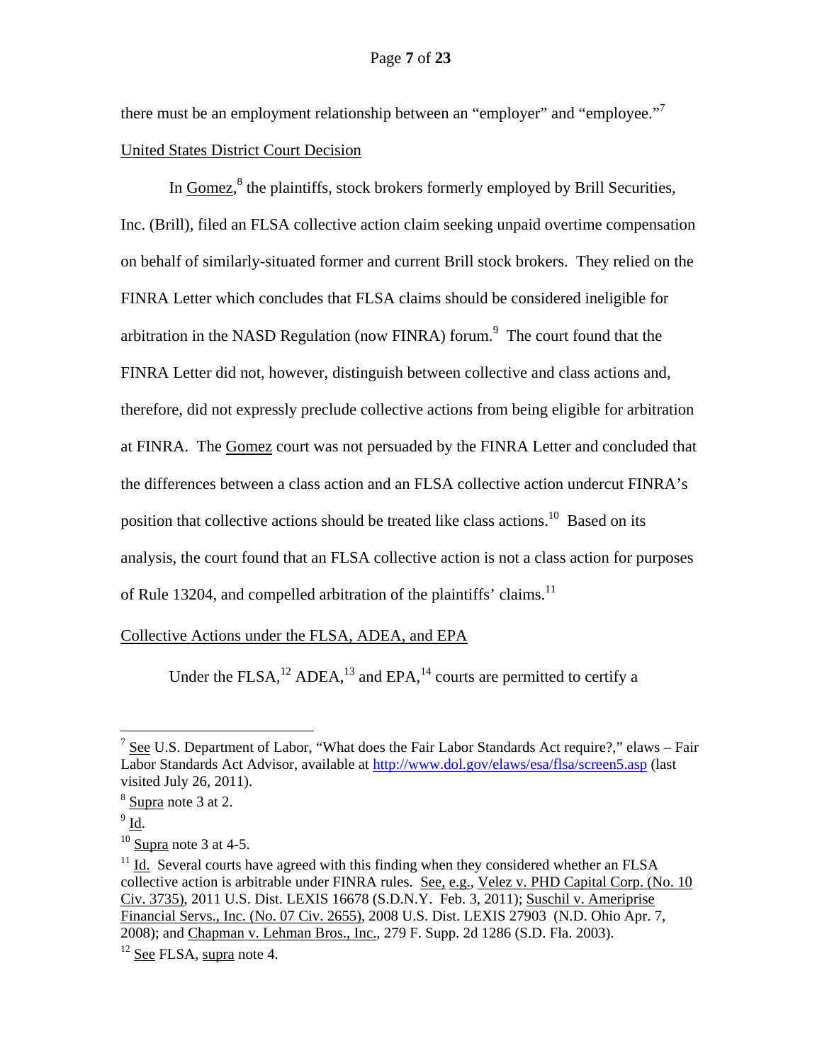there must be an employment relationship between an "employer" and "employee."[7]

United States District Court Decision

In Gomez,[8] the plaintiffs, stock brokers formerly employed by Brill Securities, Inc. (Brill), filed an FLSA collective action claim seeking unpaid overtime compensation on behalf of similarly-situated former and current Brill stock brokers. They relied on the FINRA Letter which concludes that FLSA claims should be considered ineligible for arbitration in the NASD Regulation (now FINRA) forum.[9] The court found that the FINRA Letter did not, however, distinguish between collective and class actions and, therefore, did not expressly preclude collective actions from being eligible for arbitration at FINRA. The Gomez court was not persuaded by the FINRA Letter and concluded that the differences between a class action and an FLSA collective action undercut FINRA's position that collective actions should be treated like class actions.[10] Based on its analysis, the court found that an FLSA collective action is not a class action for purposes of Rule 13204, and compelled arbitration of the plaintiffs' claims.[11]

Collective Actions under the FLSA, ADEA, and EPA

Under the FLSA,[12] ADEA,[13] and EPA,[14] courts are permitted to certify a

---

[7] See U.S. Department of Labor, "What does the Fair Labor Standards Act require?," elaws – Fair Labor Standards Act Advisor, available at http://www.dol.gov/elaws/esa/flsa/screen5.asp (last visited July 26, 2011).

[8] Supra note 3 at 2.

[9] Id.

[10] Supra note 3 at 4-5.

[11] Id. Several courts have agreed with this finding when they considered whether an FLSA collective action is arbitrable under FINRA rules. See, e.g., Velez v. PHD Capital Corp. (No. 10 Civ. 3735), 2011 U.S. Dist. LEXIS 16678 (S.D.N.Y. Feb. 3, 2011); Suschil v. Ameriprise Financial Servs., Inc. (No. 07 Civ. 2655), 2008 U.S. Dist. LEXIS 27903 (N.D. Ohio Apr. 7, 2008); and Chapman v. Lehman Bros., Inc., 279 F. Supp. 2d 1286 (S.D. Fla. 2003).

[12] See FLSA, supra note 4.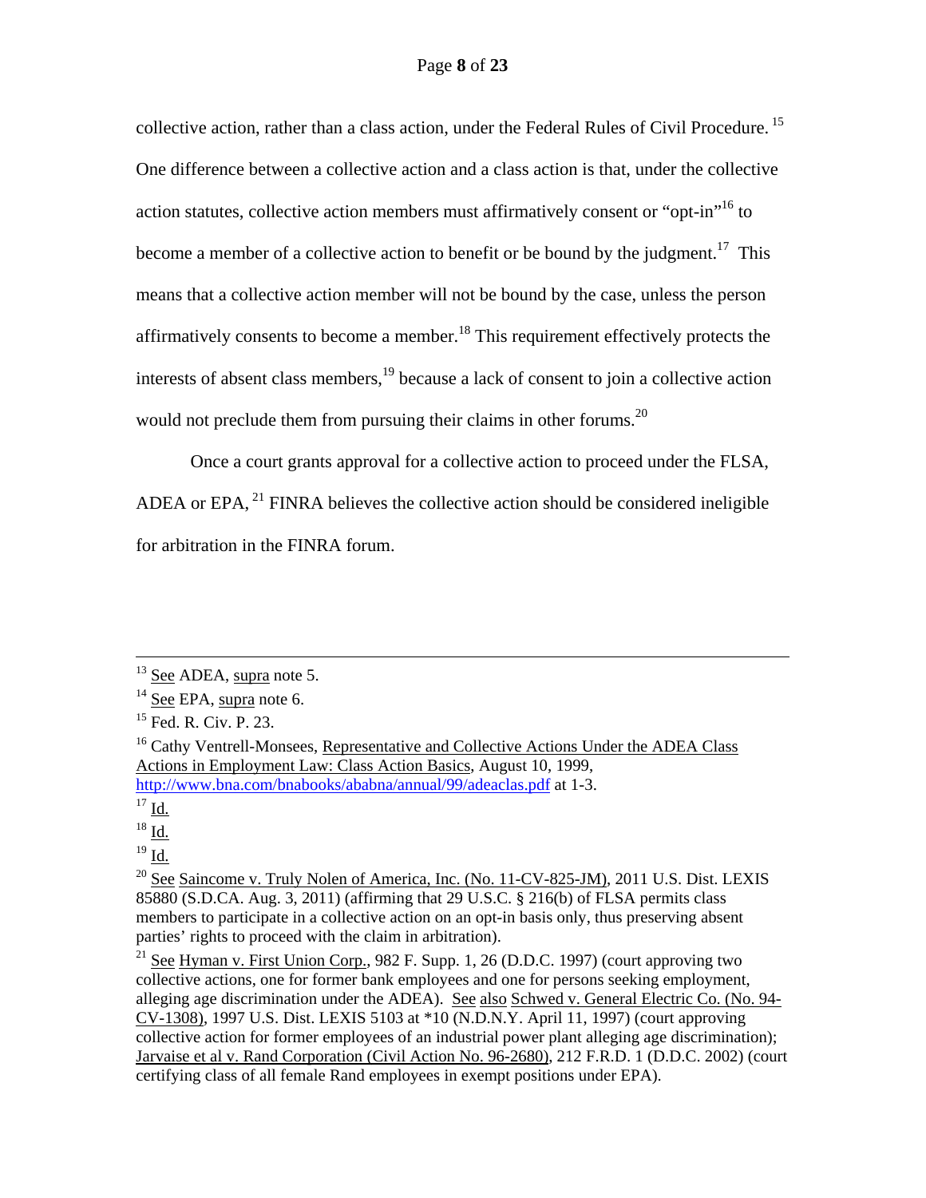collective action, rather than a class action, under the Federal Rules of Civil Procedure.[15] One difference between a collective action and a class action is that, under the collective action statutes, collective action members must affirmatively consent or "opt-in"[16] to become a member of a collective action to benefit or be bound by the judgment.[17] This means that a collective action member will not be bound by the case, unless the person affirmatively consents to become a member.[18] This requirement effectively protects the interests of absent class members,[19] because a lack of consent to join a collective action would not preclude them from pursuing their claims in other forums.[20]

Once a court grants approval for a collective action to proceed under the FLSA, ADEA or EPA,[21] FINRA believes the collective action should be considered ineligible for arbitration in the FINRA forum.

---

[13] See ADEA, supra note 5.

[14] See EPA, supra note 6.

[15] Fed. R. Civ. P. 23.

[16] Cathy Ventrell-Monsees, Representative and Collective Actions Under the ADEA Class Actions in Employment Law: Class Action Basics, August 10, 1999, http://www.bna.com/bnabooks/ababna/annual/99/adeaclas.pdf at 1-3.

[17] Id.

[18] Id.

[19] Id.

[20] See Saincome v. Truly Nolen of America, Inc. (No. 11-CV-825-JM), 2011 U.S. Dist. LEXIS 85880 (S.D.CA. Aug. 3, 2011) (affirming that 29 U.S.C. § 216(b) of FLSA permits class members to participate in a collective action on an opt-in basis only, thus preserving absent parties' rights to proceed with the claim in arbitration).

[21] See Hyman v. First Union Corp., 982 F. Supp. 1, 26 (D.D.C. 1997) (court approving two collective actions, one for former bank employees and one for persons seeking employment, alleging age discrimination under the ADEA). See also Schwed v. General Electric Co. (No. 94-CV-1308), 1997 U.S. Dist. LEXIS 5103 at *10 (N.D.N.Y. April 11, 1997) (court approving collective action for former employees of an industrial power plant alleging age discrimination); Jarvaise et al v. Rand Corporation (Civil Action No. 96-2680), 212 F.R.D. 1 (D.D.C. 2002) (court certifying class of all female Rand employees in exempt positions under EPA).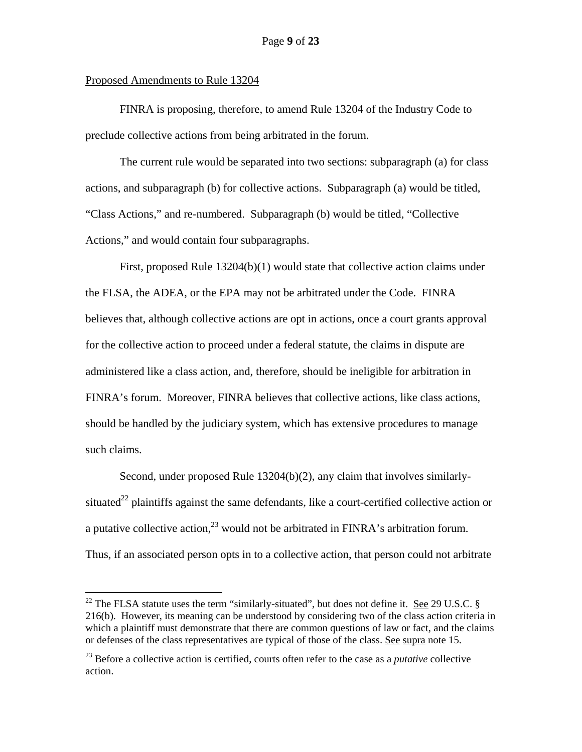Proposed Amendments to Rule 13204

FINRA is proposing, therefore, to amend Rule 13204 of the Industry Code to preclude collective actions from being arbitrated in the forum.

The current rule would be separated into two sections: subparagraph (a) for class actions, and subparagraph (b) for collective actions. Subparagraph (a) would be titled, "Class Actions," and re-numbered. Subparagraph (b) would be titled, "Collective Actions," and would contain four subparagraphs.

First, proposed Rule 13204(b)(1) would state that collective action claims under the FLSA, the ADEA, or the EPA may not be arbitrated under the Code. FINRA believes that, although collective actions are opt in actions, once a court grants approval for the collective action to proceed under a federal statute, the claims in dispute are administered like a class action, and, therefore, should be ineligible for arbitration in FINRA's forum. Moreover, FINRA believes that collective actions, like class actions, should be handled by the judiciary system, which has extensive procedures to manage such claims.

Second, under proposed Rule 13204(b)(2), any claim that involves similarly-situated[22] plaintiffs against the same defendants, like a court-certified collective action or a putative collective action,[23] would not be arbitrated in FINRA's arbitration forum. Thus, if an associated person opts in to a collective action, that person could not arbitrate

---

[22] The FLSA statute uses the term "similarly-situated", but does not define it. See 29 U.S.C. § 216(b). However, its meaning can be understood by considering two of the class action criteria in which a plaintiff must demonstrate that there are common questions of law or fact, and the claims or defenses of the class representatives are typical of those of the class. See supra note 15.

[23] Before a collective action is certified, courts often refer to the case as a *putative* collective action.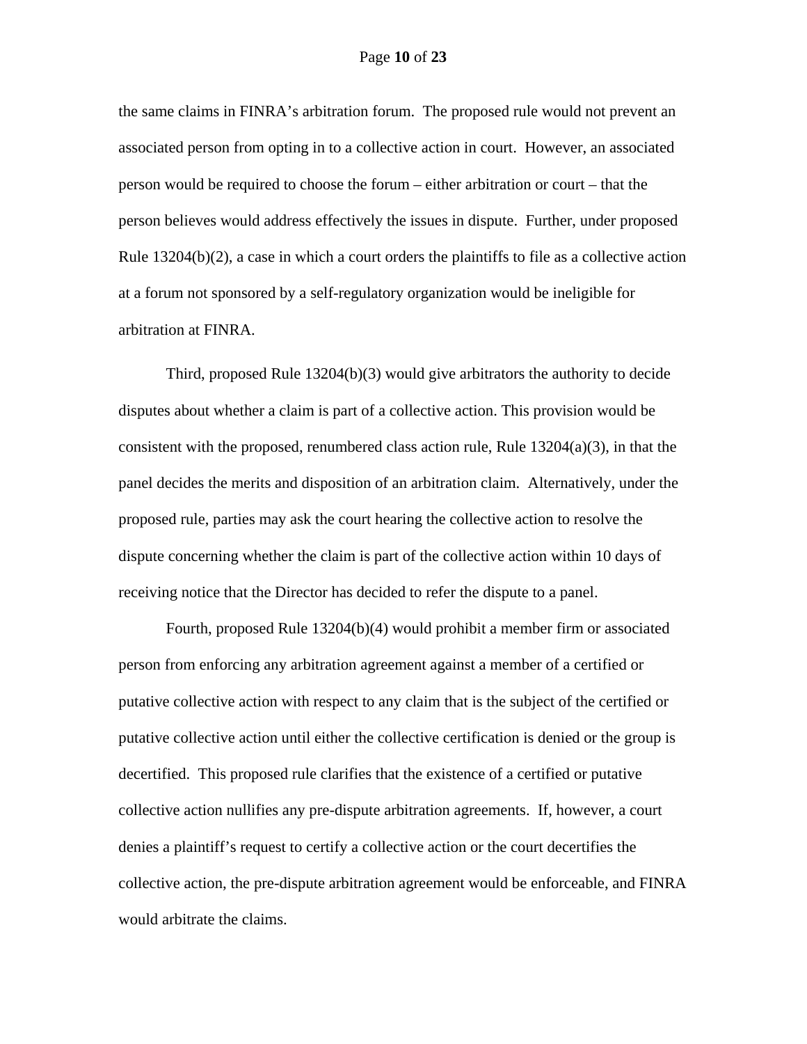the same claims in FINRA's arbitration forum. The proposed rule would not prevent an associated person from opting in to a collective action in court. However, an associated person would be required to choose the forum – either arbitration or court – that the person believes would address effectively the issues in dispute. Further, under proposed Rule 13204(b)(2), a case in which a court orders the plaintiffs to file as a collective action at a forum not sponsored by a self-regulatory organization would be ineligible for arbitration at FINRA.

Third, proposed Rule 13204(b)(3) would give arbitrators the authority to decide disputes about whether a claim is part of a collective action. This provision would be consistent with the proposed, renumbered class action rule, Rule 13204(a)(3), in that the panel decides the merits and disposition of an arbitration claim. Alternatively, under the proposed rule, parties may ask the court hearing the collective action to resolve the dispute concerning whether the claim is part of the collective action within 10 days of receiving notice that the Director has decided to refer the dispute to a panel.

Fourth, proposed Rule 13204(b)(4) would prohibit a member firm or associated person from enforcing any arbitration agreement against a member of a certified or putative collective action with respect to any claim that is the subject of the certified or putative collective action until either the collective certification is denied or the group is decertified. This proposed rule clarifies that the existence of a certified or putative collective action nullifies any pre-dispute arbitration agreements. If, however, a court denies a plaintiff's request to certify a collective action or the court decertifies the collective action, the pre-dispute arbitration agreement would be enforceable, and FINRA would arbitrate the claims.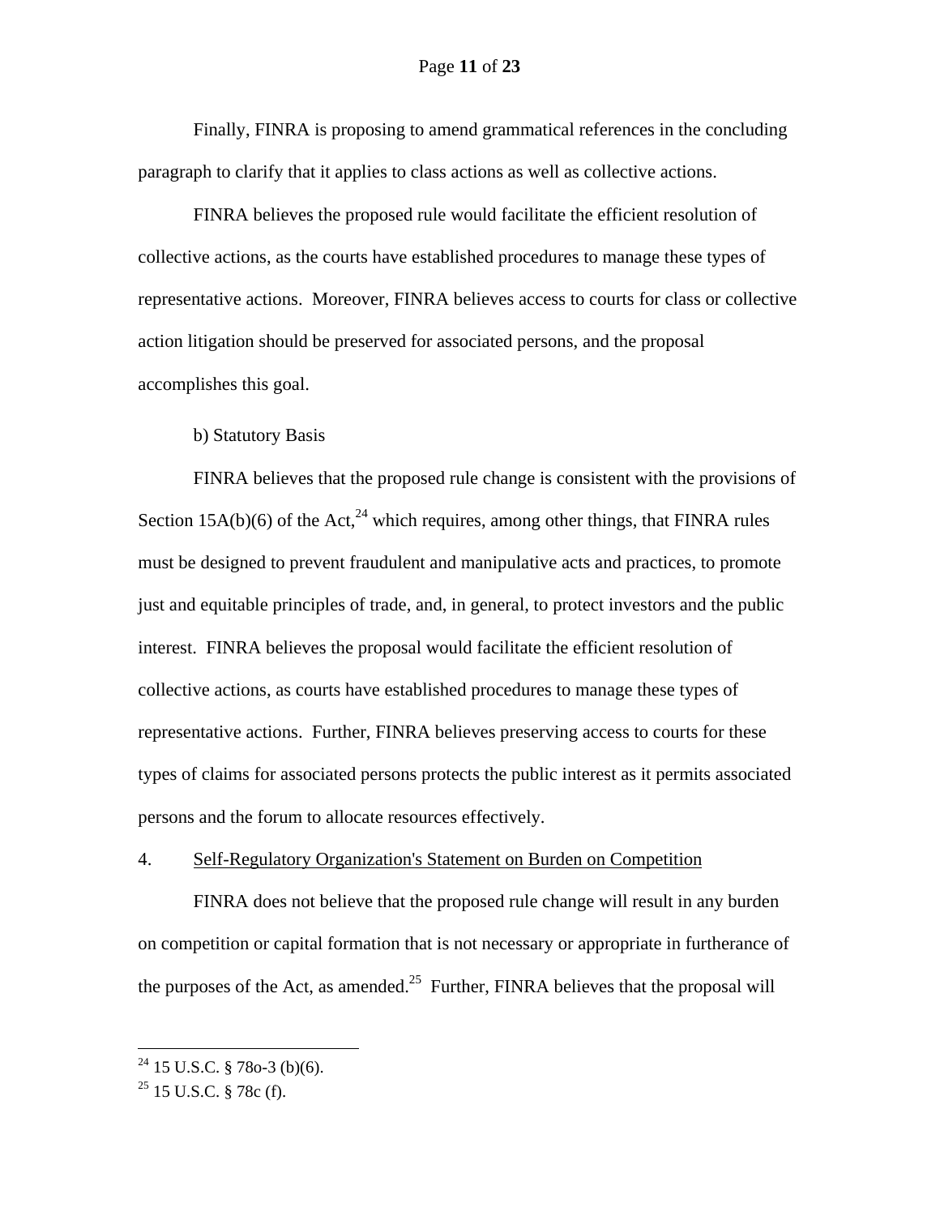Finally, FINRA is proposing to amend grammatical references in the concluding paragraph to clarify that it applies to class actions as well as collective actions.

FINRA believes the proposed rule would facilitate the efficient resolution of collective actions, as the courts have established procedures to manage these types of representative actions. Moreover, FINRA believes access to courts for class or collective action litigation should be preserved for associated persons, and the proposal accomplishes this goal.

b) Statutory Basis

FINRA believes that the proposed rule change is consistent with the provisions of Section 15A(b)(6) of the Act,[24] which requires, among other things, that FINRA rules must be designed to prevent fraudulent and manipulative acts and practices, to promote just and equitable principles of trade, and, in general, to protect investors and the public interest. FINRA believes the proposal would facilitate the efficient resolution of collective actions, as courts have established procedures to manage these types of representative actions. Further, FINRA believes preserving access to courts for these types of claims for associated persons protects the public interest as it permits associated persons and the forum to allocate resources effectively.

4. Self-Regulatory Organization's Statement on Burden on Competition

FINRA does not believe that the proposed rule change will result in any burden on competition or capital formation that is not necessary or appropriate in furtherance of the purposes of the Act, as amended.[25] Further, FINRA believes that the proposal will

---

[24] 15 U.S.C. § 78o-3 (b)(6).

[25] 15 U.S.C. § 78c (f).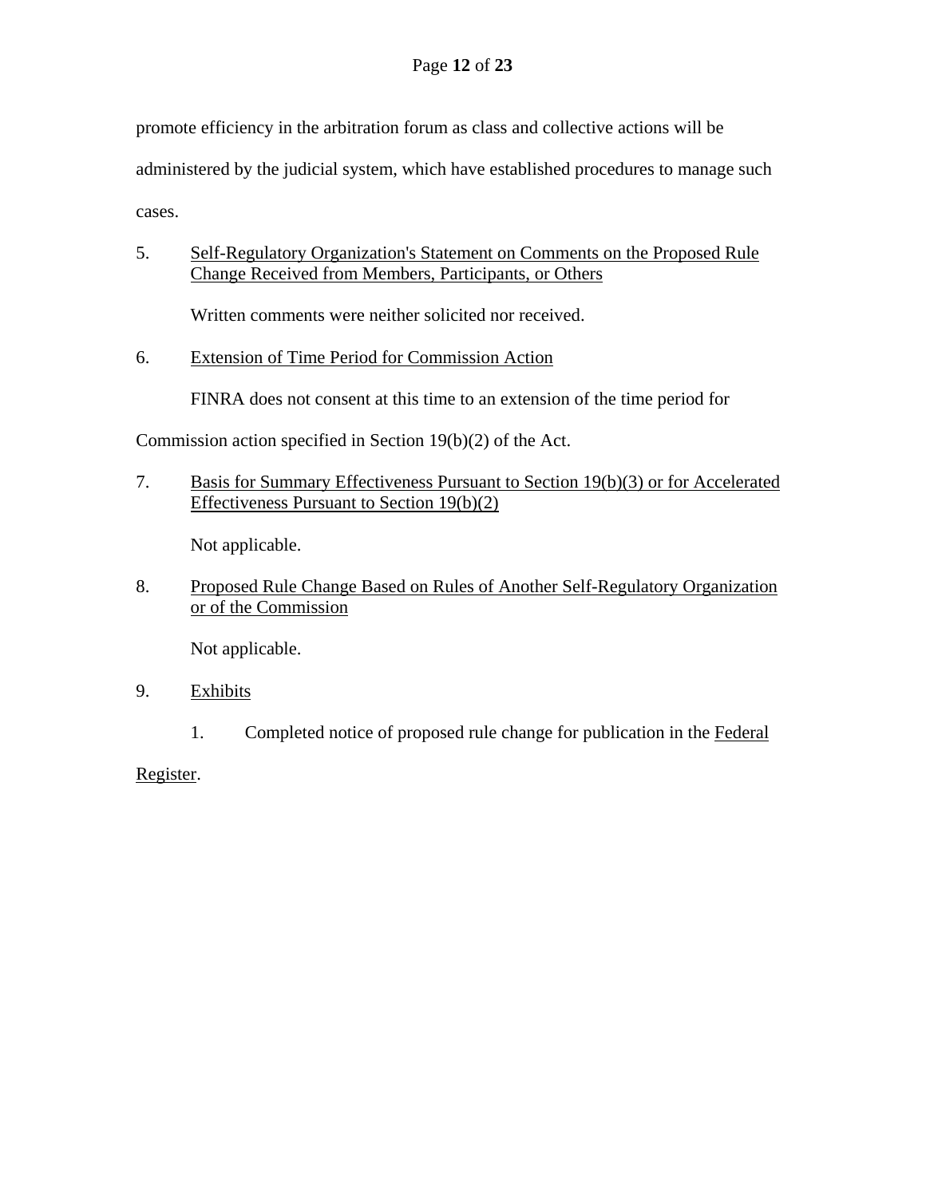promote efficiency in the arbitration forum as class and collective actions will be administered by the judicial system, which have established procedures to manage such cases.

5. Self-Regulatory Organization's Statement on Comments on the Proposed Rule Change Received from Members, Participants, or Others

Written comments were neither solicited nor received.

6. Extension of Time Period for Commission Action

FINRA does not consent at this time to an extension of the time period for Commission action specified in Section 19(b)(2) of the Act.

7. Basis for Summary Effectiveness Pursuant to Section 19(b)(3) or for Accelerated Effectiveness Pursuant to Section 19(b)(2)

Not applicable.

8. Proposed Rule Change Based on Rules of Another Self-Regulatory Organization or of the Commission

Not applicable.

9. Exhibits

1. Completed notice of proposed rule change for publication in the Federal Register.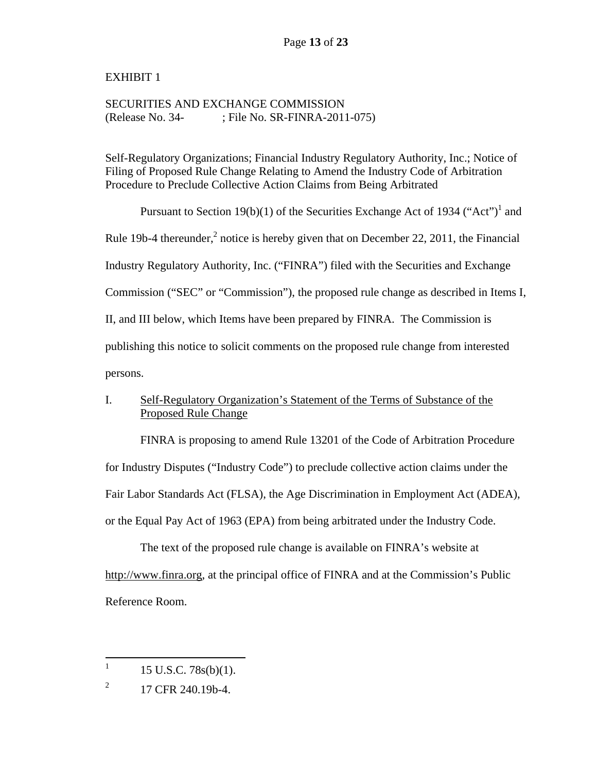EXHIBIT 1

SECURITIES AND EXCHANGE COMMISSION
(Release No. 34- ; File No. SR-FINRA-2011-075)

Self-Regulatory Organizations; Financial Industry Regulatory Authority, Inc.; Notice of Filing of Proposed Rule Change Relating to Amend the Industry Code of Arbitration Procedure to Preclude Collective Action Claims from Being Arbitrated

Pursuant to Section 19(b)(1) of the Securities Exchange Act of 1934 ("Act")[1] and Rule 19b-4 thereunder,[2] notice is hereby given that on December 22, 2011, the Financial Industry Regulatory Authority, Inc. ("FINRA") filed with the Securities and Exchange Commission ("SEC" or "Commission"), the proposed rule change as described in Items I, II, and III below, which Items have been prepared by FINRA. The Commission is publishing this notice to solicit comments on the proposed rule change from interested persons.

I. Self-Regulatory Organization's Statement of the Terms of Substance of the Proposed Rule Change

FINRA is proposing to amend Rule 13201 of the Code of Arbitration Procedure for Industry Disputes ("Industry Code") to preclude collective action claims under the Fair Labor Standards Act (FLSA), the Age Discrimination in Employment Act (ADEA), or the Equal Pay Act of 1963 (EPA) from being arbitrated under the Industry Code.

The text of the proposed rule change is available on FINRA's website at http://www.finra.org, at the principal office of FINRA and at the Commission's Public Reference Room.

---

[1] 15 U.S.C. 78s(b)(1).

[2] 17 CFR 240.19b-4.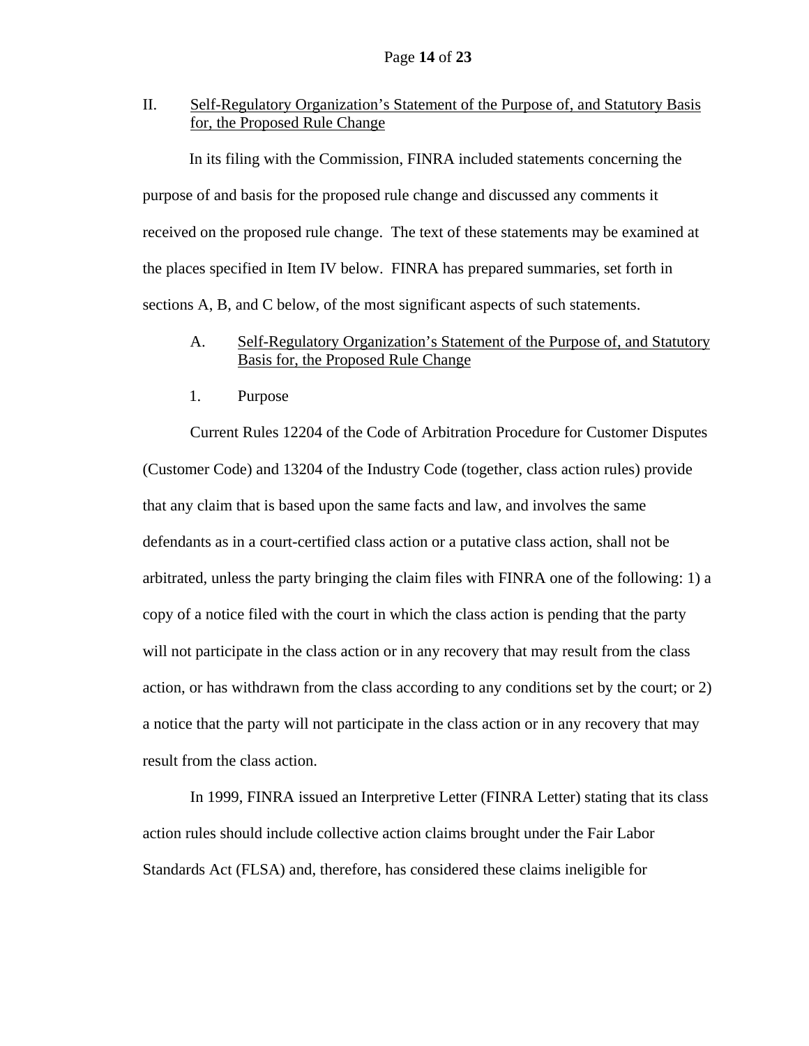## II. Self-Regulatory Organization's Statement of the Purpose of, and Statutory Basis for, the Proposed Rule Change

In its filing with the Commission, FINRA included statements concerning the purpose of and basis for the proposed rule change and discussed any comments it received on the proposed rule change. The text of these statements may be examined at the places specified in Item IV below. FINRA has prepared summaries, set forth in sections A, B, and C below, of the most significant aspects of such statements.

### A. Self-Regulatory Organization's Statement of the Purpose of, and Statutory Basis for, the Proposed Rule Change

#### 1. Purpose

Current Rules 12204 of the Code of Arbitration Procedure for Customer Disputes (Customer Code) and 13204 of the Industry Code (together, class action rules) provide that any claim that is based upon the same facts and law, and involves the same defendants as in a court-certified class action or a putative class action, shall not be arbitrated, unless the party bringing the claim files with FINRA one of the following: 1) a copy of a notice filed with the court in which the class action is pending that the party will not participate in the class action or in any recovery that may result from the class action, or has withdrawn from the class according to any conditions set by the court; or 2) a notice that the party will not participate in the class action or in any recovery that may result from the class action.

In 1999, FINRA issued an Interpretive Letter (FINRA Letter) stating that its class action rules should include collective action claims brought under the Fair Labor Standards Act (FLSA) and, therefore, has considered these claims ineligible for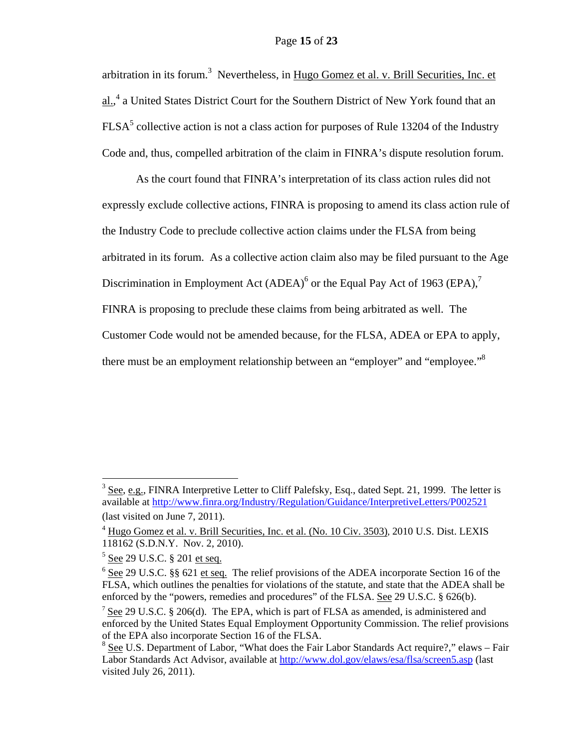arbitration in its forum.[3] Nevertheless, in Hugo Gomez et al. v. Brill Securities, Inc. et al.,[4] a United States District Court for the Southern District of New York found that an FLSA[5] collective action is not a class action for purposes of Rule 13204 of the Industry Code and, thus, compelled arbitration of the claim in FINRA's dispute resolution forum.

As the court found that FINRA's interpretation of its class action rules did not expressly exclude collective actions, FINRA is proposing to amend its class action rule of the Industry Code to preclude collective action claims under the FLSA from being arbitrated in its forum. As a collective action claim also may be filed pursuant to the Age Discrimination in Employment Act (ADEA)[6] or the Equal Pay Act of 1963 (EPA),[7] FINRA is proposing to preclude these claims from being arbitrated as well. The Customer Code would not be amended because, for the FLSA, ADEA or EPA to apply, there must be an employment relationship between an "employer" and "employee."[8]

---

[3] See, e.g., FINRA Interpretive Letter to Cliff Palefsky, Esq., dated Sept. 21, 1999. The letter is available at http://www.finra.org/Industry/Regulation/Guidance/InterpretiveLetters/P002521 (last visited on June 7, 2011).

[4] Hugo Gomez et al. v. Brill Securities, Inc. et al. (No. 10 Civ. 3503), 2010 U.S. Dist. LEXIS 118162 (S.D.N.Y. Nov. 2, 2010).

[5] See 29 U.S.C. § 201 et seq.

[6] See 29 U.S.C. §§ 621 et seq. The relief provisions of the ADEA incorporate Section 16 of the FLSA, which outlines the penalties for violations of the statute, and state that the ADEA shall be enforced by the "powers, remedies and procedures" of the FLSA. See 29 U.S.C. § 626(b).

[7] See 29 U.S.C. § 206(d). The EPA, which is part of FLSA as amended, is administered and enforced by the United States Equal Employment Opportunity Commission. The relief provisions of the EPA also incorporate Section 16 of the FLSA.

[8] See U.S. Department of Labor, "What does the Fair Labor Standards Act require?," elaws – Fair Labor Standards Act Advisor, available at http://www.dol.gov/elaws/esa/flsa/screen5.asp (last visited July 26, 2011).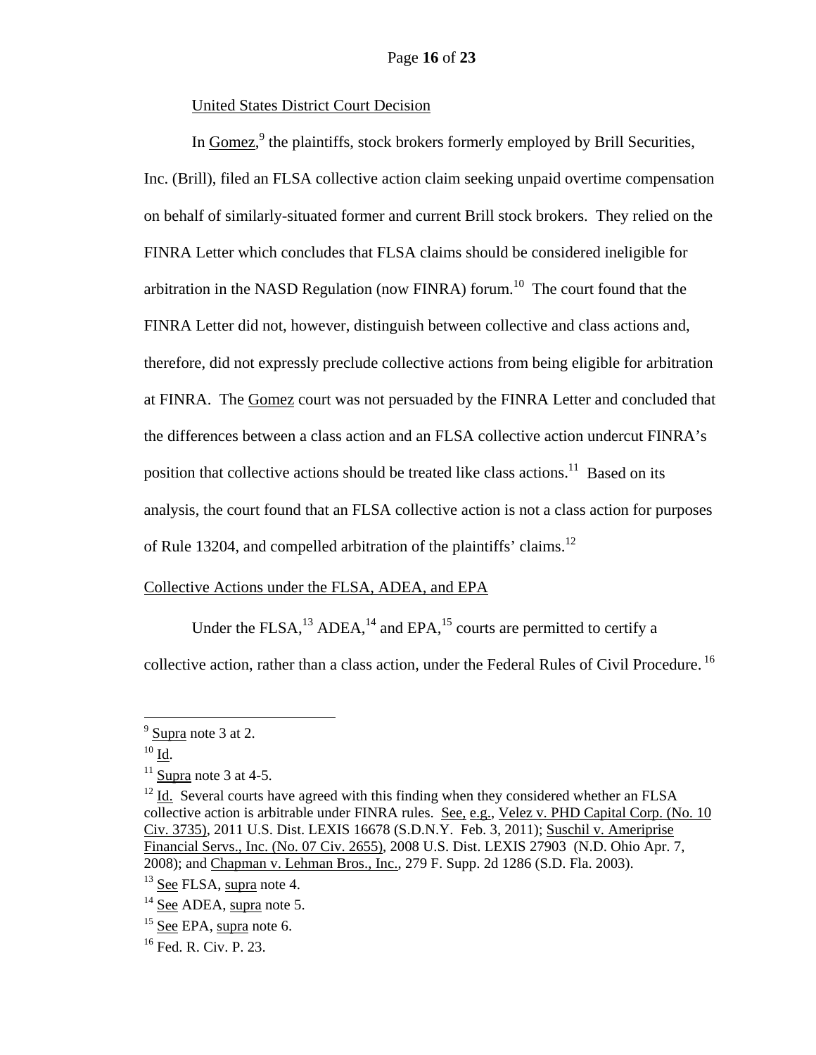United States District Court Decision

In Gomez,[9] the plaintiffs, stock brokers formerly employed by Brill Securities, Inc. (Brill), filed an FLSA collective action claim seeking unpaid overtime compensation on behalf of similarly-situated former and current Brill stock brokers. They relied on the FINRA Letter which concludes that FLSA claims should be considered ineligible for arbitration in the NASD Regulation (now FINRA) forum.[10] The court found that the FINRA Letter did not, however, distinguish between collective and class actions and, therefore, did not expressly preclude collective actions from being eligible for arbitration at FINRA. The Gomez court was not persuaded by the FINRA Letter and concluded that the differences between a class action and an FLSA collective action undercut FINRA's position that collective actions should be treated like class actions.[11] Based on its analysis, the court found that an FLSA collective action is not a class action for purposes of Rule 13204, and compelled arbitration of the plaintiffs' claims.[12]

Collective Actions under the FLSA, ADEA, and EPA

Under the FLSA,[13] ADEA,[14] and EPA,[15] courts are permitted to certify a collective action, rather than a class action, under the Federal Rules of Civil Procedure.[16]

---

[9] Supra note 3 at 2.

[10] Id.

[11] Supra note 3 at 4-5.

[12] Id. Several courts have agreed with this finding when they considered whether an FLSA collective action is arbitrable under FINRA rules. See, e.g., Velez v. PHD Capital Corp. (No. 10 Civ. 3735), 2011 U.S. Dist. LEXIS 16678 (S.D.N.Y. Feb. 3, 2011); Suschil v. Ameriprise Financial Servs., Inc. (No. 07 Civ. 2655), 2008 U.S. Dist. LEXIS 27903 (N.D. Ohio Apr. 7, 2008); and Chapman v. Lehman Bros., Inc., 279 F. Supp. 2d 1286 (S.D. Fla. 2003).

[13] See FLSA, supra note 4.

[14] See ADEA, supra note 5.

[15] See EPA, supra note 6.

[16] Fed. R. Civ. P. 23.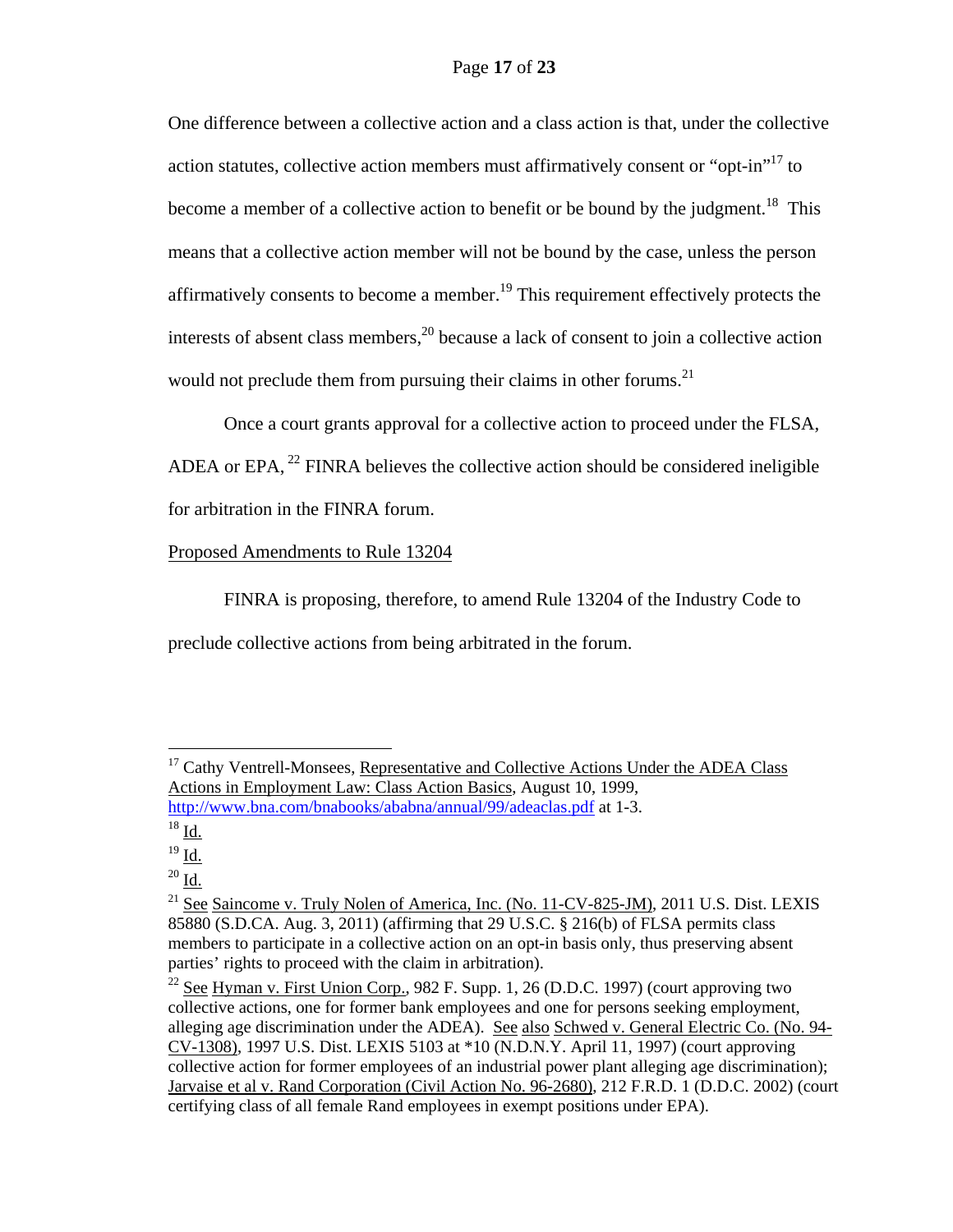One difference between a collective action and a class action is that, under the collective action statutes, collective action members must affirmatively consent or "opt-in"[17] to become a member of a collective action to benefit or be bound by the judgment.[18] This means that a collective action member will not be bound by the case, unless the person affirmatively consents to become a member.[19] This requirement effectively protects the interests of absent class members,[20] because a lack of consent to join a collective action would not preclude them from pursuing their claims in other forums.[21]

Once a court grants approval for a collective action to proceed under the FLSA, ADEA or EPA,[22] FINRA believes the collective action should be considered ineligible for arbitration in the FINRA forum.

Proposed Amendments to Rule 13204

FINRA is proposing, therefore, to amend Rule 13204 of the Industry Code to preclude collective actions from being arbitrated in the forum.

---

[17] Cathy Ventrell-Monsees, Representative and Collective Actions Under the ADEA Class Actions in Employment Law: Class Action Basics, August 10, 1999, http://www.bna.com/bnabooks/ababna/annual/99/adeaclas.pdf at 1-3.

[18] Id.

[19] Id.

[20] Id.

[21] See Saincome v. Truly Nolen of America, Inc. (No. 11-CV-825-JM), 2011 U.S. Dist. LEXIS 85880 (S.D.CA. Aug. 3, 2011) (affirming that 29 U.S.C. § 216(b) of FLSA permits class members to participate in a collective action on an opt-in basis only, thus preserving absent parties' rights to proceed with the claim in arbitration).

[22] See Hyman v. First Union Corp., 982 F. Supp. 1, 26 (D.D.C. 1997) (court approving two collective actions, one for former bank employees and one for persons seeking employment, alleging age discrimination under the ADEA). See also Schwed v. General Electric Co. (No. 94-CV-1308), 1997 U.S. Dist. LEXIS 5103 at *10 (N.D.N.Y. April 11, 1997) (court approving collective action for former employees of an industrial power plant alleging age discrimination); Jarvaise et al v. Rand Corporation (Civil Action No. 96-2680), 212 F.R.D. 1 (D.D.C. 2002) (court certifying class of all female Rand employees in exempt positions under EPA).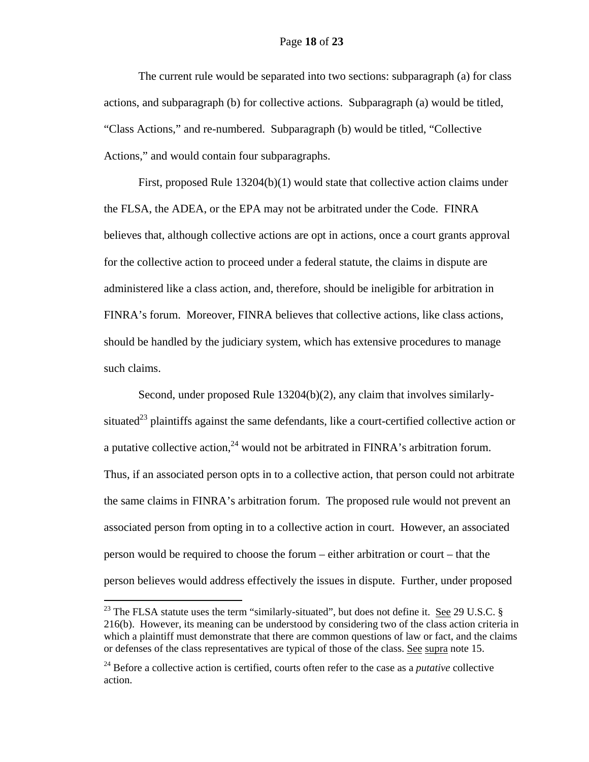The current rule would be separated into two sections: subparagraph (a) for class actions, and subparagraph (b) for collective actions. Subparagraph (a) would be titled, “Class Actions,” and re-numbered. Subparagraph (b) would be titled, “Collective Actions,” and would contain four subparagraphs.

First, proposed Rule 13204(b)(1) would state that collective action claims under the FLSA, the ADEA, or the EPA may not be arbitrated under the Code. FINRA believes that, although collective actions are opt in actions, once a court grants approval for the collective action to proceed under a federal statute, the claims in dispute are administered like a class action, and, therefore, should be ineligible for arbitration in FINRA’s forum. Moreover, FINRA believes that collective actions, like class actions, should be handled by the judiciary system, which has extensive procedures to manage such claims.

Second, under proposed Rule 13204(b)(2), any claim that involves similarly-situated[23] plaintiffs against the same defendants, like a court-certified collective action or a putative collective action,[24] would not be arbitrated in FINRA’s arbitration forum. Thus, if an associated person opts in to a collective action, that person could not arbitrate the same claims in FINRA’s arbitration forum. The proposed rule would not prevent an associated person from opting in to a collective action in court. However, an associated person would be required to choose the forum – either arbitration or court – that the person believes would address effectively the issues in dispute. Further, under proposed

---

[23] The FLSA statute uses the term “similarly-situated”, but does not define it. See 29 U.S.C. § 216(b). However, its meaning can be understood by considering two of the class action criteria in which a plaintiff must demonstrate that there are common questions of law or fact, and the claims or defenses of the class representatives are typical of those of the class. See supra note 15.

[24] Before a collective action is certified, courts often refer to the case as a *putative* collective action.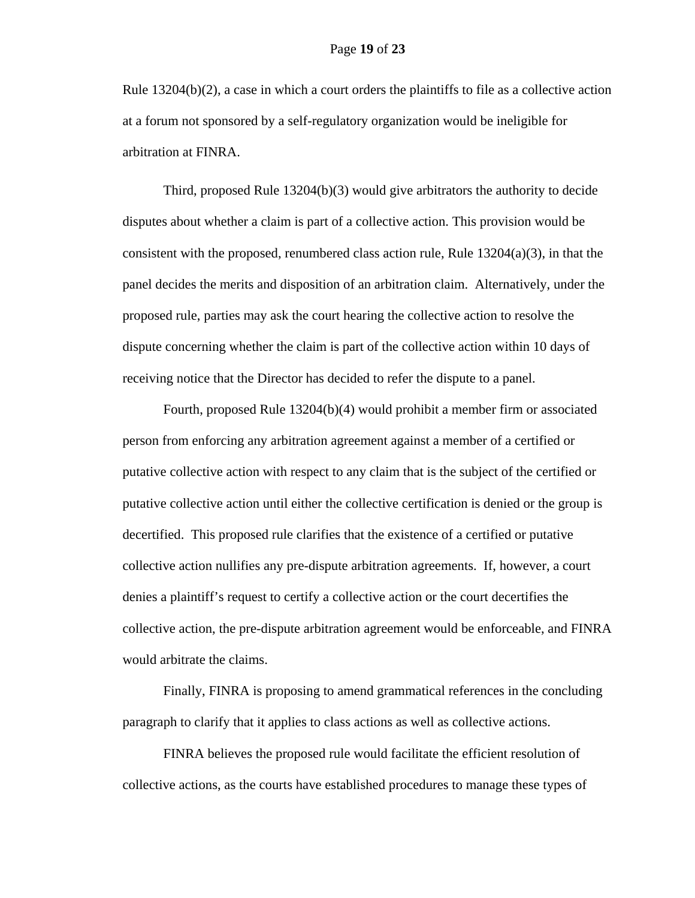Rule 13204(b)(2), a case in which a court orders the plaintiffs to file as a collective action at a forum not sponsored by a self-regulatory organization would be ineligible for arbitration at FINRA.

Third, proposed Rule 13204(b)(3) would give arbitrators the authority to decide disputes about whether a claim is part of a collective action. This provision would be consistent with the proposed, renumbered class action rule, Rule 13204(a)(3), in that the panel decides the merits and disposition of an arbitration claim. Alternatively, under the proposed rule, parties may ask the court hearing the collective action to resolve the dispute concerning whether the claim is part of the collective action within 10 days of receiving notice that the Director has decided to refer the dispute to a panel.

Fourth, proposed Rule 13204(b)(4) would prohibit a member firm or associated person from enforcing any arbitration agreement against a member of a certified or putative collective action with respect to any claim that is the subject of the certified or putative collective action until either the collective certification is denied or the group is decertified. This proposed rule clarifies that the existence of a certified or putative collective action nullifies any pre-dispute arbitration agreements. If, however, a court denies a plaintiff's request to certify a collective action or the court decertifies the collective action, the pre-dispute arbitration agreement would be enforceable, and FINRA would arbitrate the claims.

Finally, FINRA is proposing to amend grammatical references in the concluding paragraph to clarify that it applies to class actions as well as collective actions.

FINRA believes the proposed rule would facilitate the efficient resolution of collective actions, as the courts have established procedures to manage these types of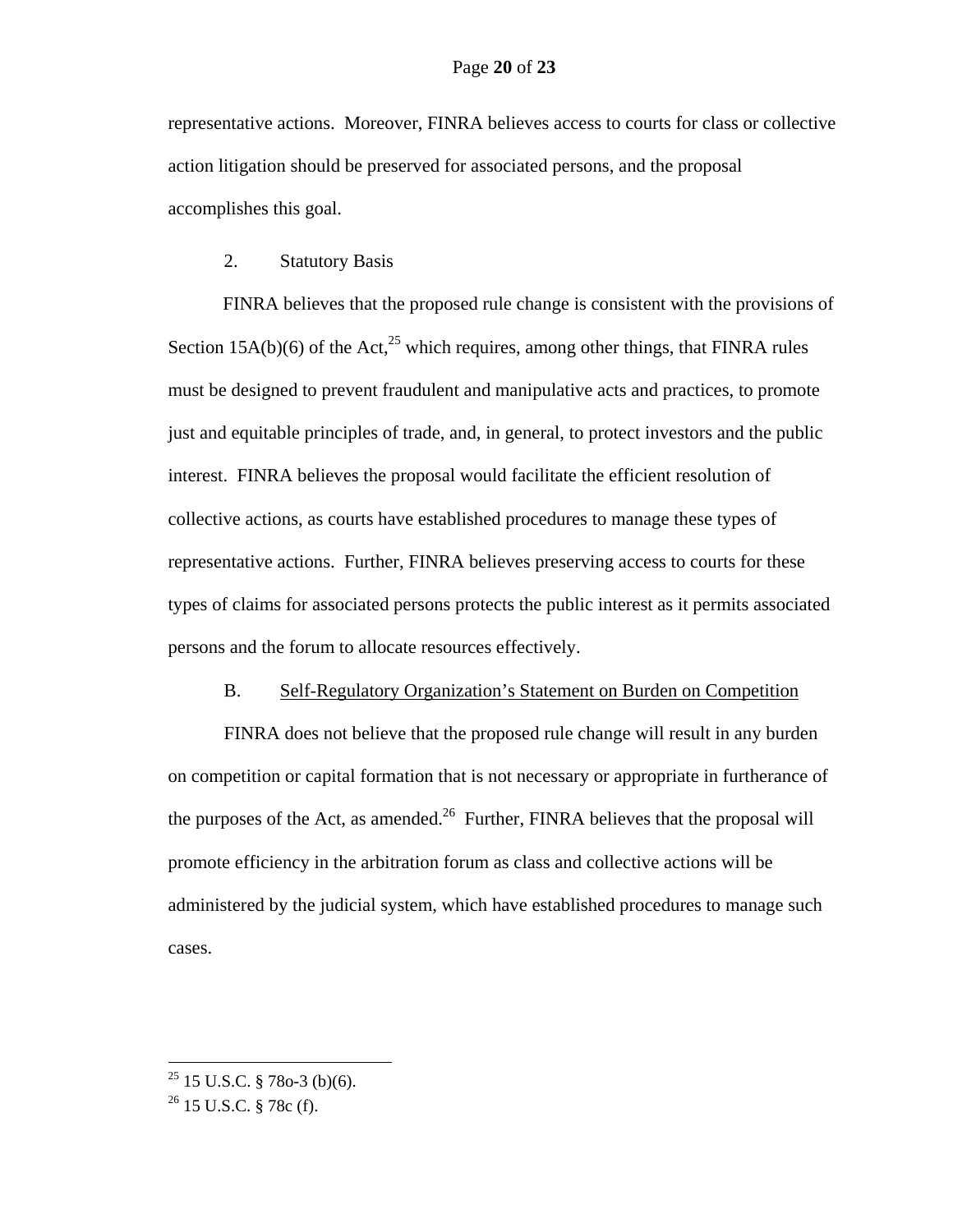representative actions. Moreover, FINRA believes access to courts for class or collective action litigation should be preserved for associated persons, and the proposal accomplishes this goal.

2. Statutory Basis

FINRA believes that the proposed rule change is consistent with the provisions of Section 15A(b)(6) of the Act,[25] which requires, among other things, that FINRA rules must be designed to prevent fraudulent and manipulative acts and practices, to promote just and equitable principles of trade, and, in general, to protect investors and the public interest. FINRA believes the proposal would facilitate the efficient resolution of collective actions, as courts have established procedures to manage these types of representative actions. Further, FINRA believes preserving access to courts for these types of claims for associated persons protects the public interest as it permits associated persons and the forum to allocate resources effectively.

B. Self-Regulatory Organization's Statement on Burden on Competition

FINRA does not believe that the proposed rule change will result in any burden on competition or capital formation that is not necessary or appropriate in furtherance of the purposes of the Act, as amended.[26] Further, FINRA believes that the proposal will promote efficiency in the arbitration forum as class and collective actions will be administered by the judicial system, which have established procedures to manage such cases.

---

[25] 15 U.S.C. § 78o-3 (b)(6).

[26] 15 U.S.C. § 78c (f).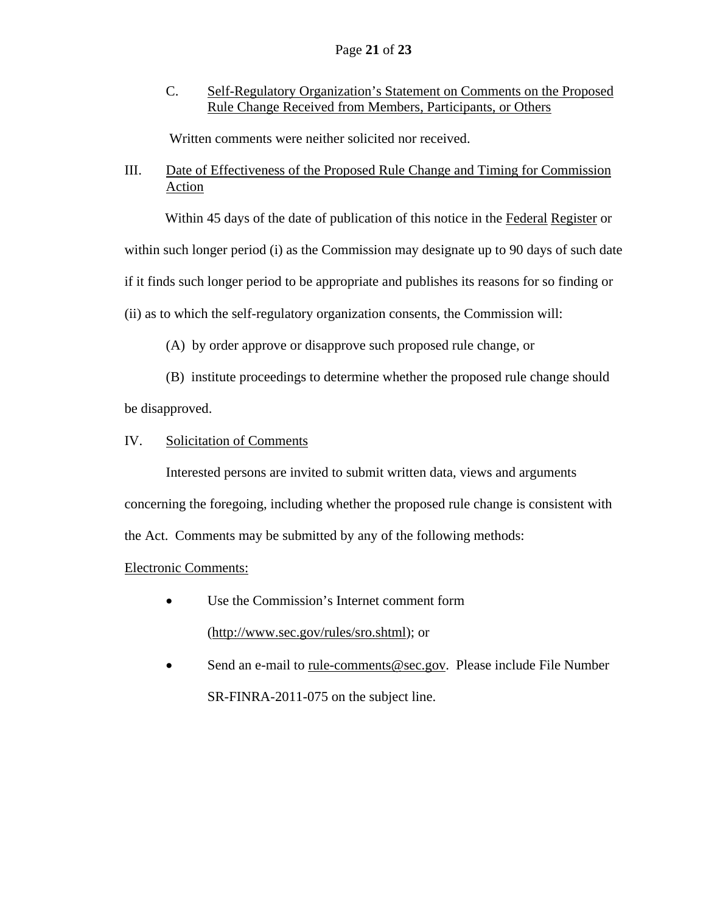C. Self-Regulatory Organization's Statement on Comments on the Proposed Rule Change Received from Members, Participants, or Others

Written comments were neither solicited nor received.

III. Date of Effectiveness of the Proposed Rule Change and Timing for Commission Action

Within 45 days of the date of publication of this notice in the Federal Register or within such longer period (i) as the Commission may designate up to 90 days of such date if it finds such longer period to be appropriate and publishes its reasons for so finding or (ii) as to which the self-regulatory organization consents, the Commission will:

(A) by order approve or disapprove such proposed rule change, or

(B) institute proceedings to determine whether the proposed rule change should be disapproved.

IV. Solicitation of Comments

Interested persons are invited to submit written data, views and arguments concerning the foregoing, including whether the proposed rule change is consistent with the Act. Comments may be submitted by any of the following methods:

Electronic Comments:

- Use the Commission's Internet comment form (http://www.sec.gov/rules/sro.shtml); or
- Send an e-mail to rule-comments@sec.gov. Please include File Number SR-FINRA-2011-075 on the subject line.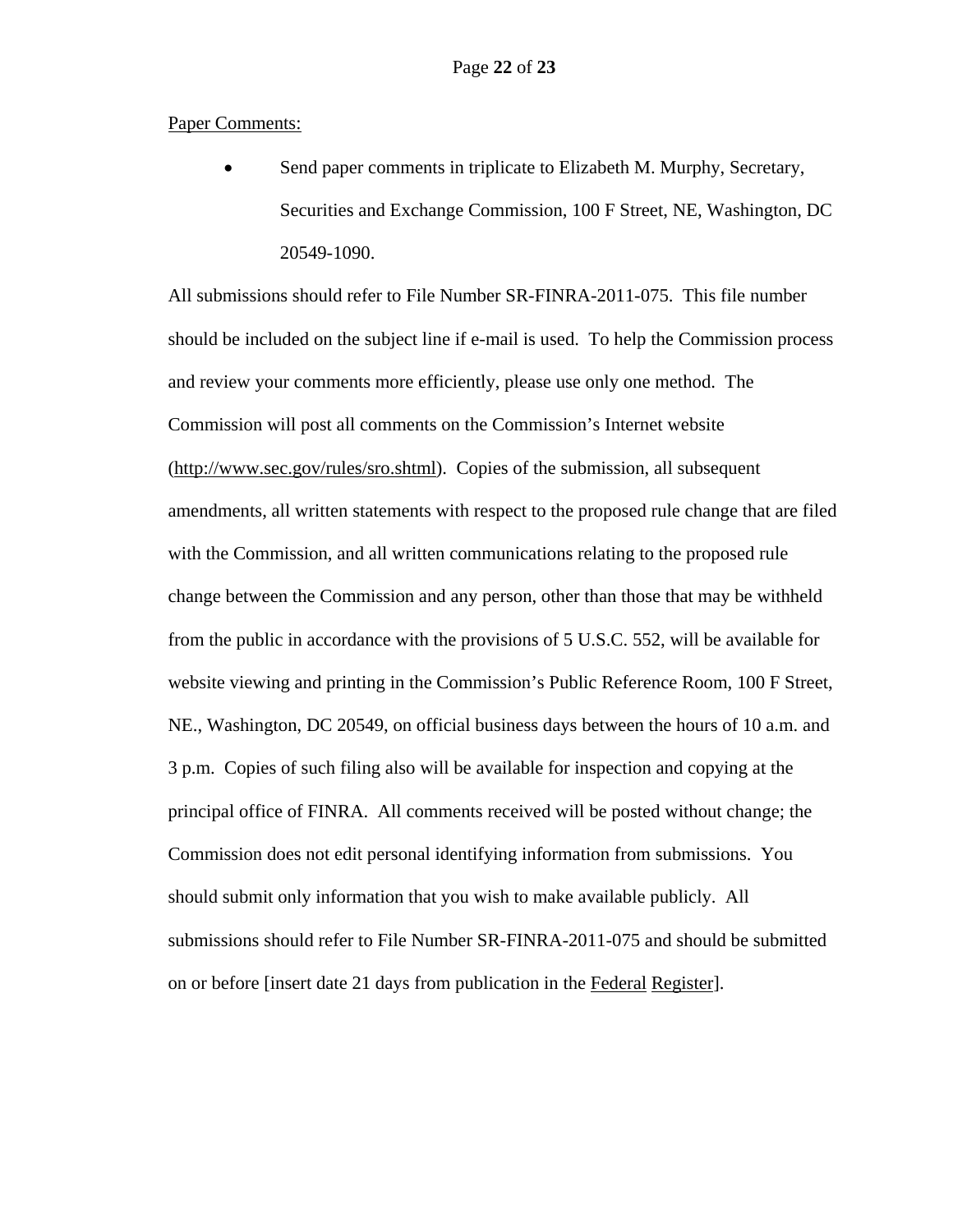Paper Comments:

- Send paper comments in triplicate to Elizabeth M. Murphy, Secretary, Securities and Exchange Commission, 100 F Street, NE, Washington, DC 20549-1090.

All submissions should refer to File Number SR-FINRA-2011-075. This file number should be included on the subject line if e-mail is used. To help the Commission process and review your comments more efficiently, please use only one method. The Commission will post all comments on the Commission's Internet website (http://www.sec.gov/rules/sro.shtml). Copies of the submission, all subsequent amendments, all written statements with respect to the proposed rule change that are filed with the Commission, and all written communications relating to the proposed rule change between the Commission and any person, other than those that may be withheld from the public in accordance with the provisions of 5 U.S.C. 552, will be available for website viewing and printing in the Commission's Public Reference Room, 100 F Street, NE., Washington, DC 20549, on official business days between the hours of 10 a.m. and 3 p.m. Copies of such filing also will be available for inspection and copying at the principal office of FINRA. All comments received will be posted without change; the Commission does not edit personal identifying information from submissions. You should submit only information that you wish to make available publicly. All submissions should refer to File Number SR-FINRA-2011-075 and should be submitted on or before [insert date 21 days from publication in the Federal Register].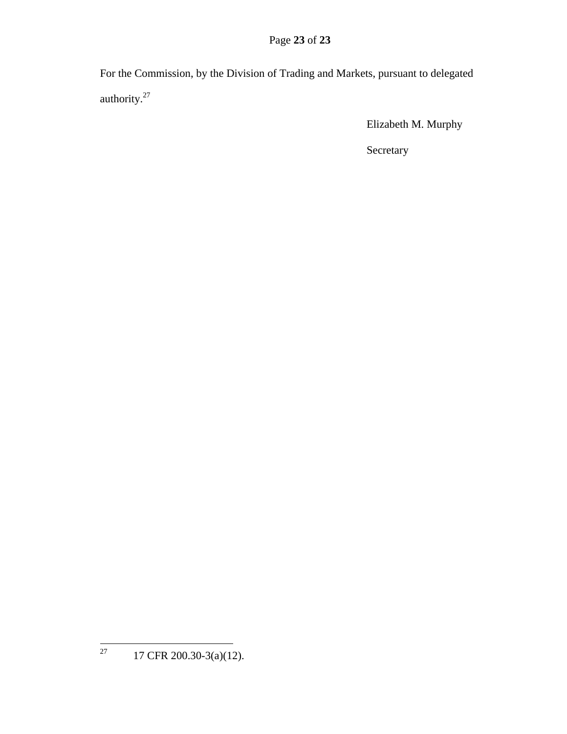For the Commission, by the Division of Trading and Markets, pursuant to delegated authority.[27]

Elizabeth M. Murphy

Secretary

---

[27] 17 CFR 200.30-3(a)(12).